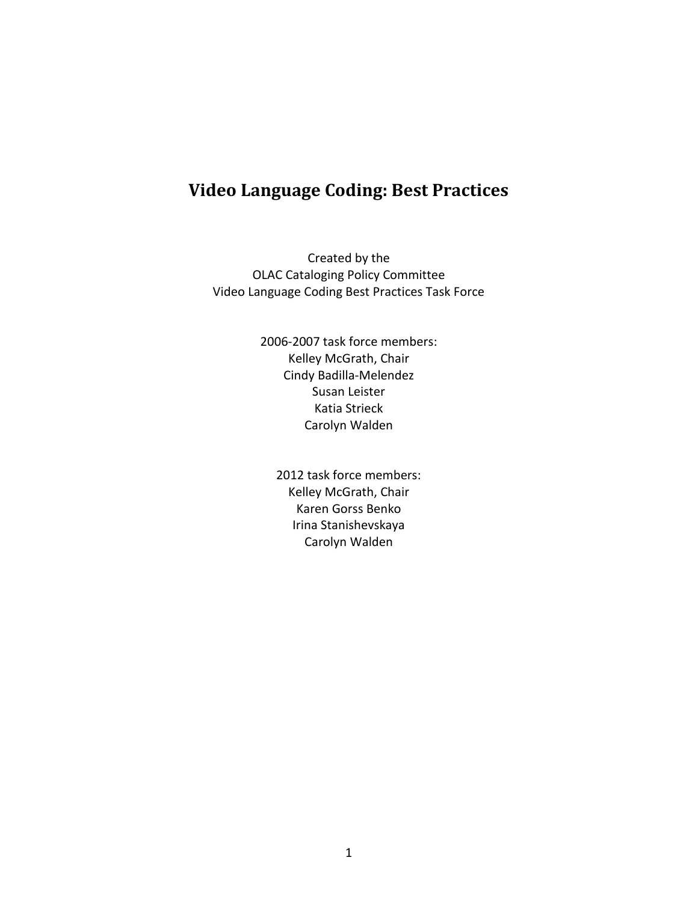# Video Language Coding: Best Practices

Created by the
OLAC Cataloging Policy Committee
Video Language Coding Best Practices Task Force

2006-2007 task force members:
Kelley McGrath, Chair
Cindy Badilla-Melendez
Susan Leister
Katia Strieck
Carolyn Walden

2012 task force members:
Kelley McGrath, Chair
Karen Gorss Benko
Irina Stanishevskaya
Carolyn Walden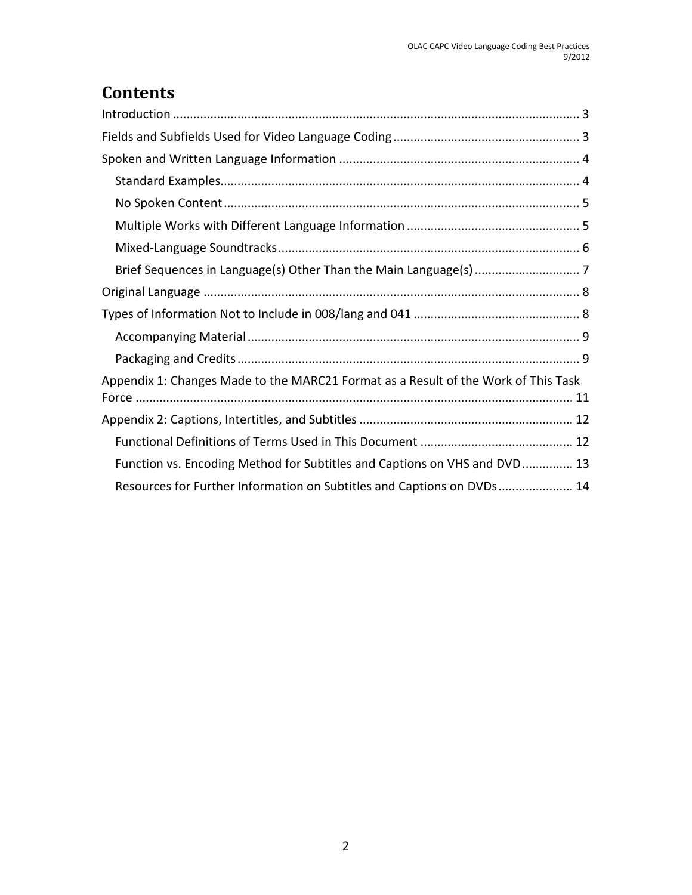# Contents

- Introduction ........................................................................................................................ 3
- Fields and Subfields Used for Video Language Coding ....................................................... 3
- Spoken and Written Language Information ...................................................................... 4
  - Standard Examples......................................................................................................... 4
  - No Spoken Content ........................................................................................................ 5
  - Multiple Works with Different Language Information ................................................... 5
  - Mixed-Language Soundtracks ........................................................................................ 6
  - Brief Sequences in Language(s) Other Than the Main Language(s) ............................... 7
- Original Language ............................................................................................................. 8
- Types of Information Not to Include in 008/lang and 041 ................................................. 8
  - Accompanying Material ................................................................................................. 9
  - Packaging and Credits .................................................................................................... 9
- Appendix 1: Changes Made to the MARC21 Format as a Result of the Work of This Task Force ............................................................................................................................... 11
- Appendix 2: Captions, Intertitles, and Subtitles .............................................................. 12
  - Functional Definitions of Terms Used in This Document ............................................ 12
  - Function vs. Encoding Method for Subtitles and Captions on VHS and DVD ............... 13
  - Resources for Further Information on Subtitles and Captions on DVDs ...................... 14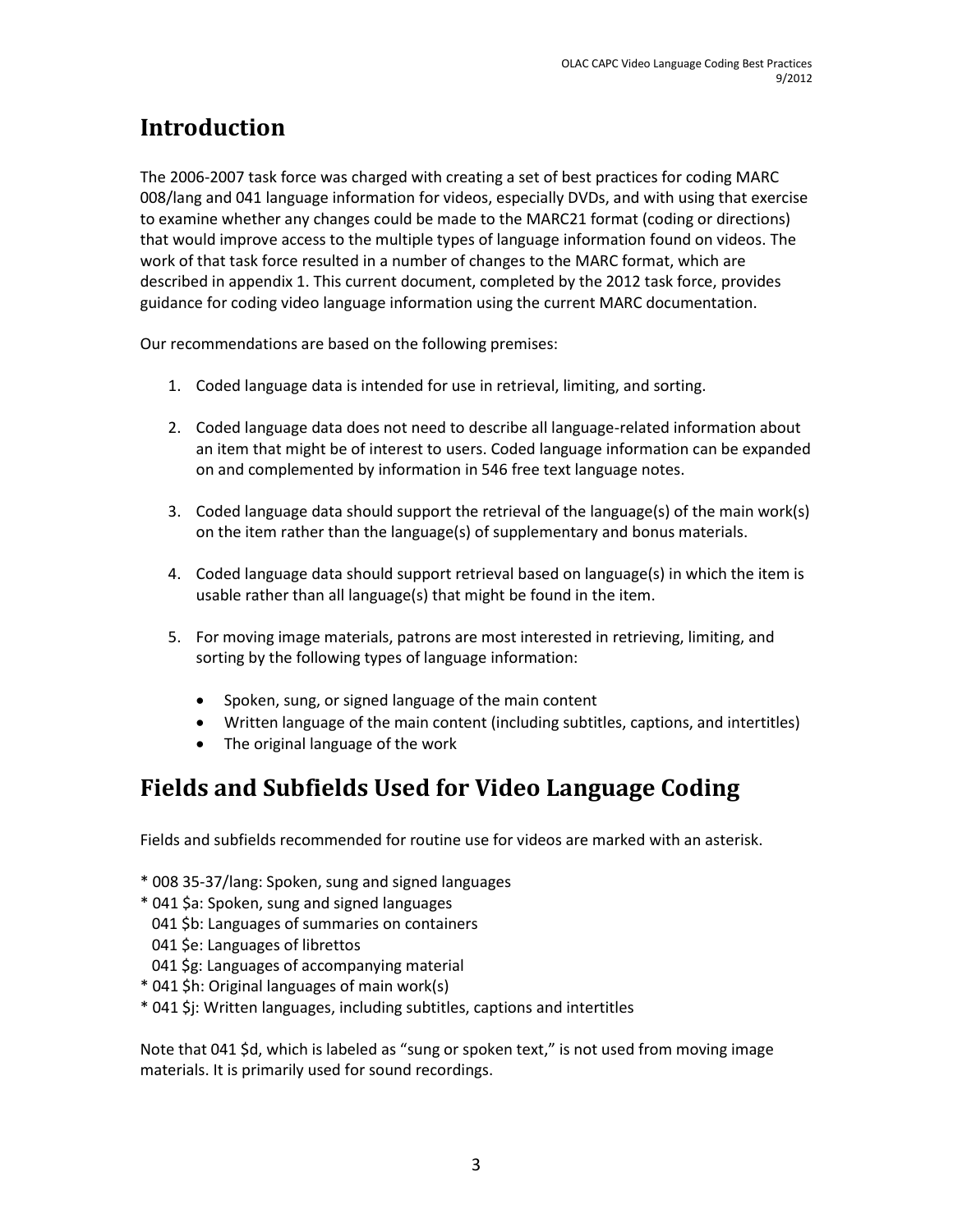# Introduction

The 2006-2007 task force was charged with creating a set of best practices for coding MARC 008/lang and 041 language information for videos, especially DVDs, and with using that exercise to examine whether any changes could be made to the MARC21 format (coding or directions) that would improve access to the multiple types of language information found on videos. The work of that task force resulted in a number of changes to the MARC format, which are described in appendix 1. This current document, completed by the 2012 task force, provides guidance for coding video language information using the current MARC documentation.

Our recommendations are based on the following premises:

1. Coded language data is intended for use in retrieval, limiting, and sorting.

2. Coded language data does not need to describe all language-related information about an item that might be of interest to users. Coded language information can be expanded on and complemented by information in 546 free text language notes.

3. Coded language data should support the retrieval of the language(s) of the main work(s) on the item rather than the language(s) of supplementary and bonus materials.

4. Coded language data should support retrieval based on language(s) in which the item is usable rather than all language(s) that might be found in the item.

5. For moving image materials, patrons are most interested in retrieving, limiting, and sorting by the following types of language information:

   - Spoken, sung, or signed language of the main content
   - Written language of the main content (including subtitles, captions, and intertitles)
   - The original language of the work

# Fields and Subfields Used for Video Language Coding

Fields and subfields recommended for routine use for videos are marked with an asterisk.

\* 008 35-37/lang: Spoken, sung and signed languages
\* 041 $a: Spoken, sung and signed languages
  041 $b: Languages of summaries on containers
  041 $e: Languages of librettos
  041 $g: Languages of accompanying material
\* 041 $h: Original languages of main work(s)
\* 041 $j: Written languages, including subtitles, captions and intertitles

Note that 041 $d, which is labeled as "sung or spoken text," is not used from moving image materials. It is primarily used for sound recordings.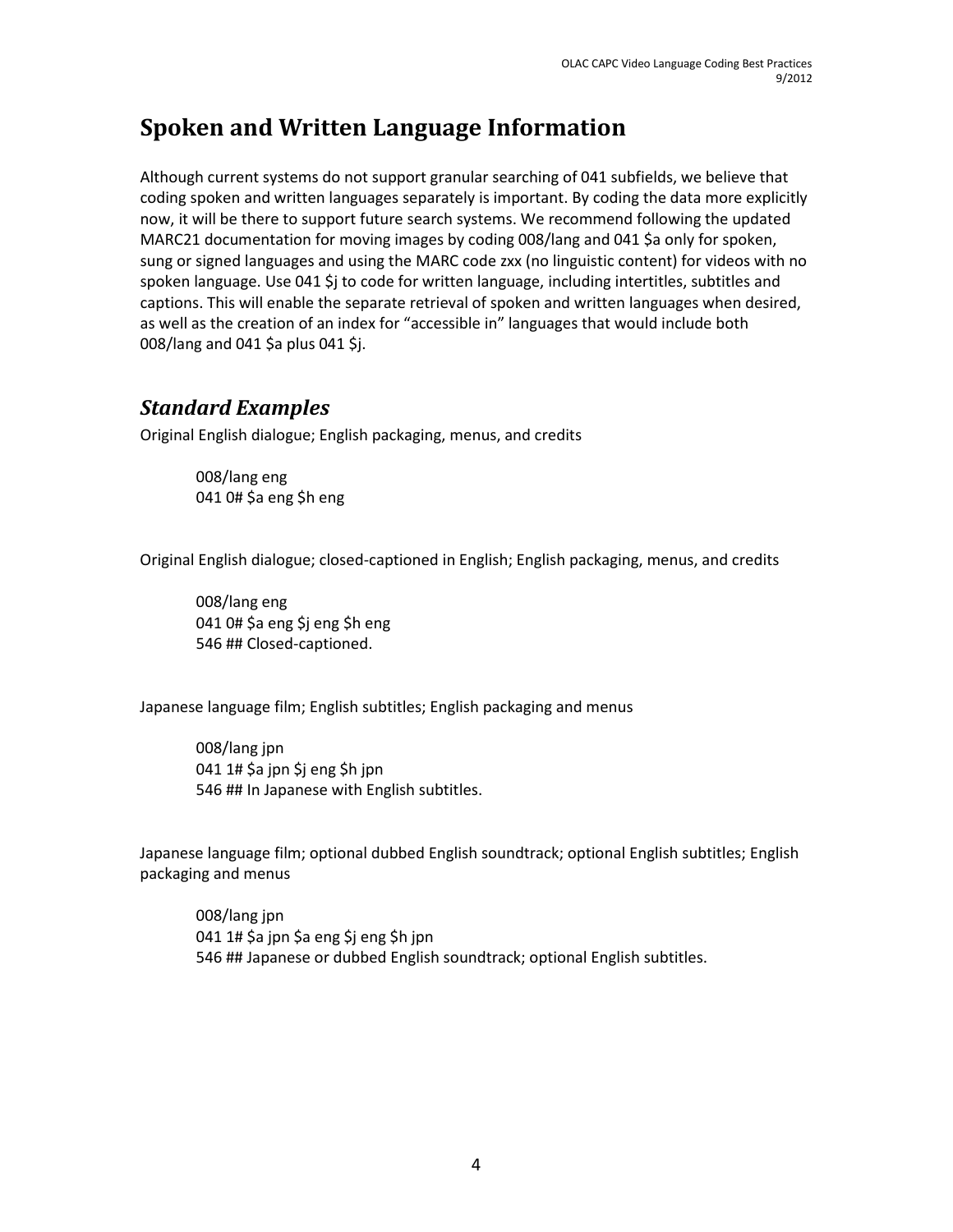# Spoken and Written Language Information

Although current systems do not support granular searching of 041 subfields, we believe that coding spoken and written languages separately is important. By coding the data more explicitly now, it will be there to support future search systems. We recommend following the updated MARC21 documentation for moving images by coding 008/lang and 041 $a only for spoken, sung or signed languages and using the MARC code zxx (no linguistic content) for videos with no spoken language. Use 041 $j to code for written language, including intertitles, subtitles and captions. This will enable the separate retrieval of spoken and written languages when desired, as well as the creation of an index for "accessible in" languages that would include both 008/lang and 041 $a plus 041 $j.

## *Standard Examples*

Original English dialogue; English packaging, menus, and credits

> 008/lang eng
> 041 0# $a eng $h eng

Original English dialogue; closed-captioned in English; English packaging, menus, and credits

> 008/lang eng
> 041 0# $a eng $j eng $h eng
> 546 ## Closed-captioned.

Japanese language film; English subtitles; English packaging and menus

> 008/lang jpn
> 041 1# $a jpn $j eng $h jpn
> 546 ## In Japanese with English subtitles.

Japanese language film; optional dubbed English soundtrack; optional English subtitles; English packaging and menus

> 008/lang jpn
> 041 1# $a jpn $a eng $j eng $h jpn
> 546 ## Japanese or dubbed English soundtrack; optional English subtitles.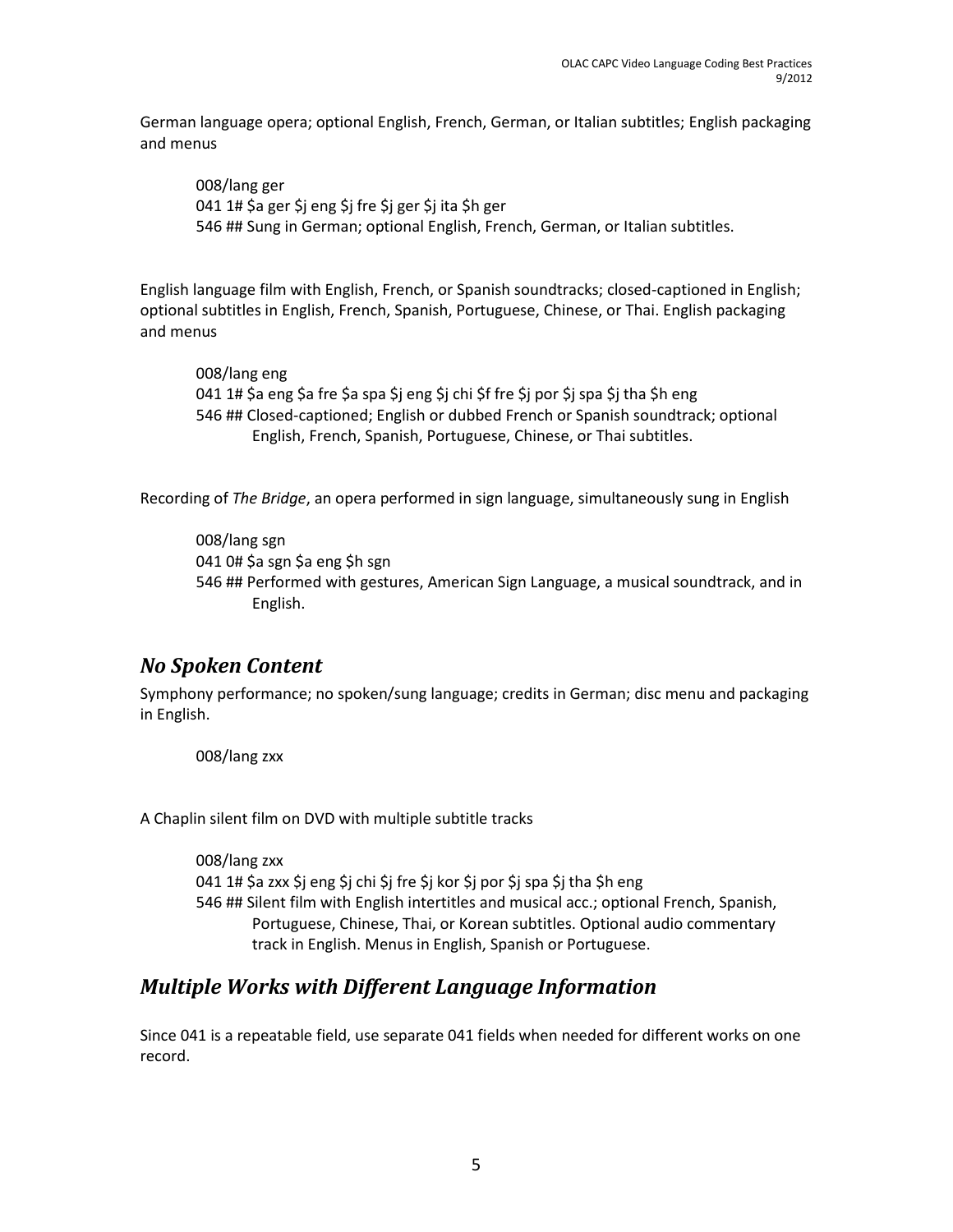German language opera; optional English, French, German, or Italian subtitles; English packaging and menus

008/lang ger
041 1# $a ger $j eng $j fre $j ger $j ita $h ger
546 ## Sung in German; optional English, French, German, or Italian subtitles.

English language film with English, French, or Spanish soundtracks; closed-captioned in English; optional subtitles in English, French, Spanish, Portuguese, Chinese, or Thai. English packaging and menus

008/lang eng
041 1# $a eng $a fre $a spa $j eng $j chi $f fre $j por $j spa $j tha $h eng
546 ## Closed-captioned; English or dubbed French or Spanish soundtrack; optional English, French, Spanish, Portuguese, Chinese, or Thai subtitles.

Recording of *The Bridge*, an opera performed in sign language, simultaneously sung in English

008/lang sgn
041 0# $a sgn $a eng $h sgn
546 ## Performed with gestures, American Sign Language, a musical soundtrack, and in English.

## *No Spoken Content*

Symphony performance; no spoken/sung language; credits in German; disc menu and packaging in English.

008/lang zxx

A Chaplin silent film on DVD with multiple subtitle tracks

008/lang zxx
041 1# $a zxx $j eng $j chi $j fre $j kor $j por $j spa $j tha $h eng
546 ## Silent film with English intertitles and musical acc.; optional French, Spanish, Portuguese, Chinese, Thai, or Korean subtitles. Optional audio commentary track in English. Menus in English, Spanish or Portuguese.

## *Multiple Works with Different Language Information*

Since 041 is a repeatable field, use separate 041 fields when needed for different works on one record.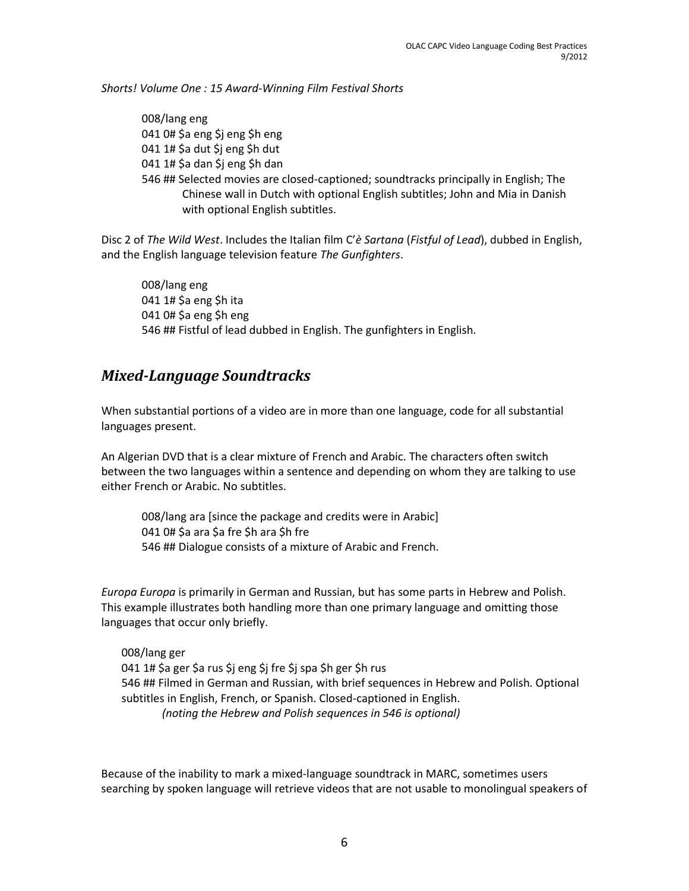*Shorts! Volume One : 15 Award-Winning Film Festival Shorts*

```
008/lang eng
041 0# $a eng $j eng $h eng
041 1# $a dut $j eng $h dut
041 1# $a dan $j eng $h dan
546 ## Selected movies are closed-captioned; soundtracks principally in English; The
       Chinese wall in Dutch with optional English subtitles; John and Mia in Danish
       with optional English subtitles.
```

Disc 2 of *The Wild West*. Includes the Italian film C'*è Sartana* (*Fistful of Lead*), dubbed in English, and the English language television feature *The Gunfighters*.

```
008/lang eng
041 1# $a eng $h ita
041 0# $a eng $h eng
546 ## Fistful of lead dubbed in English. The gunfighters in English.
```

## *Mixed-Language Soundtracks*

When substantial portions of a video are in more than one language, code for all substantial languages present.

An Algerian DVD that is a clear mixture of French and Arabic. The characters often switch between the two languages within a sentence and depending on whom they are talking to use either French or Arabic. No subtitles.

```
008/lang ara [since the package and credits were in Arabic]
041 0# $a ara $a fre $h ara $h fre
546 ## Dialogue consists of a mixture of Arabic and French.
```

*Europa Europa* is primarily in German and Russian, but has some parts in Hebrew and Polish. This example illustrates both handling more than one primary language and omitting those languages that occur only briefly.

```
008/lang ger
041 1# $a ger $a rus $j eng $j fre $j spa $h ger $h rus
546 ## Filmed in German and Russian, with brief sequences in Hebrew and Polish. Optional
subtitles in English, French, or Spanish. Closed-captioned in English.
```

*(noting the Hebrew and Polish sequences in 546 is optional)*

Because of the inability to mark a mixed-language soundtrack in MARC, sometimes users searching by spoken language will retrieve videos that are not usable to monolingual speakers of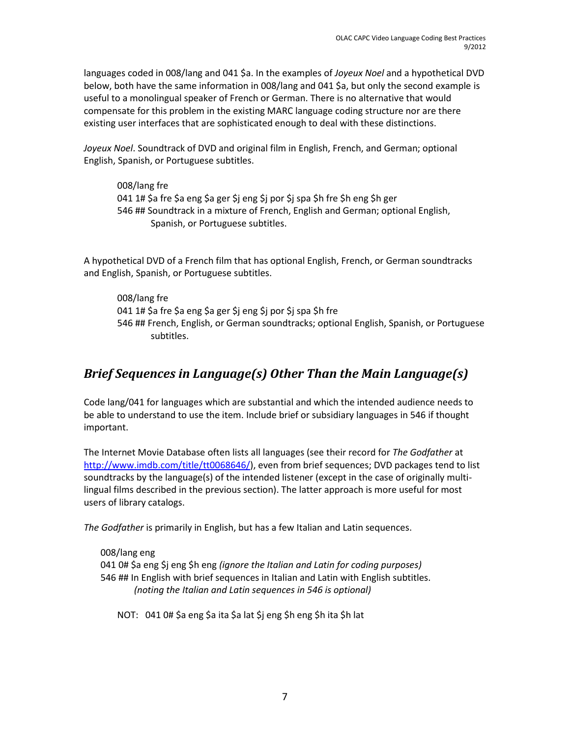languages coded in 008/lang and 041 $a. In the examples of *Joyeux Noel* and a hypothetical DVD below, both have the same information in 008/lang and 041 $a, but only the second example is useful to a monolingual speaker of French or German. There is no alternative that would compensate for this problem in the existing MARC language coding structure nor are there existing user interfaces that are sophisticated enough to deal with these distinctions.

*Joyeux Noel*. Soundtrack of DVD and original film in English, French, and German; optional English, Spanish, or Portuguese subtitles.

> 008/lang fre
> 041 1# $a fre $a eng $a ger $j eng $j por $j spa $h fre $h eng $h ger
> 546 ## Soundtrack in a mixture of French, English and German; optional English, Spanish, or Portuguese subtitles.

A hypothetical DVD of a French film that has optional English, French, or German soundtracks and English, Spanish, or Portuguese subtitles.

> 008/lang fre
> 041 1# $a fre $a eng $a ger $j eng $j por $j spa $h fre
> 546 ## French, English, or German soundtracks; optional English, Spanish, or Portuguese subtitles.

## *Brief Sequences in Language(s) Other Than the Main Language(s)*

Code lang/041 for languages which are substantial and which the intended audience needs to be able to understand to use the item. Include brief or subsidiary languages in 546 if thought important.

The Internet Movie Database often lists all languages (see their record for *The Godfather* at http://www.imdb.com/title/tt0068646/), even from brief sequences; DVD packages tend to list soundtracks by the language(s) of the intended listener (except in the case of originally multi-lingual films described in the previous section). The latter approach is more useful for most users of library catalogs.

*The Godfather* is primarily in English, but has a few Italian and Latin sequences.

> 008/lang eng
> 041 0# $a eng $j eng $h eng *(ignore the Italian and Latin for coding purposes)*
> 546 ## In English with brief sequences in Italian and Latin with English subtitles. *(noting the Italian and Latin sequences in 546 is optional)*
>
> NOT: 041 0# $a eng $a ita $a lat $j eng $h eng $h ita $h lat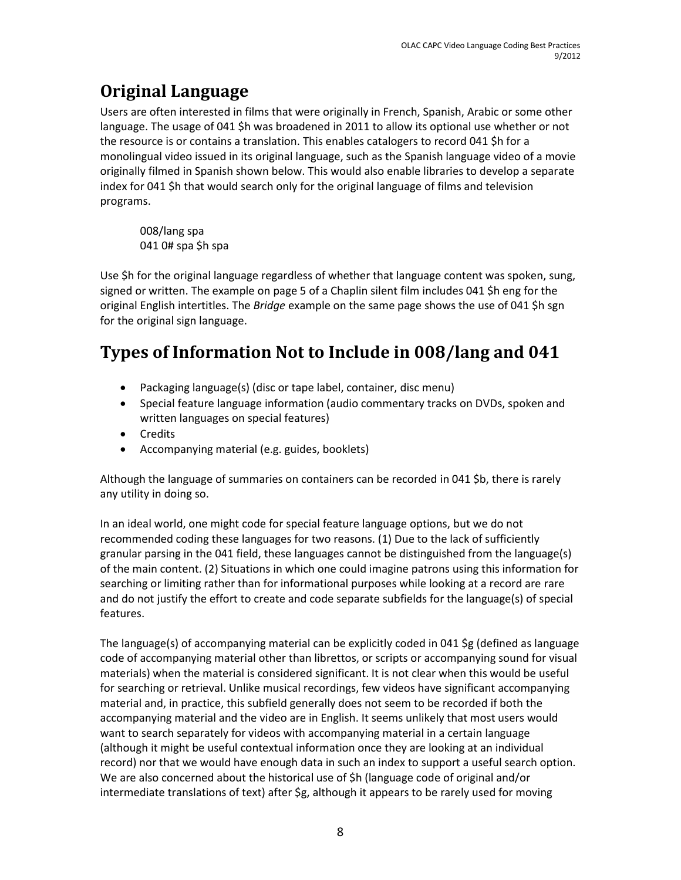## Original Language

Users are often interested in films that were originally in French, Spanish, Arabic or some other language. The usage of 041 $h was broadened in 2011 to allow its optional use whether or not the resource is or contains a translation. This enables catalogers to record 041 $h for a monolingual video issued in its original language, such as the Spanish language video of a movie originally filmed in Spanish shown below. This would also enable libraries to develop a separate index for 041 $h that would search only for the original language of films and television programs.

```
008/lang spa
041 0# spa $h spa
```

Use $h for the original language regardless of whether that language content was spoken, sung, signed or written. The example on page 5 of a Chaplin silent film includes 041 $h eng for the original English intertitles. The *Bridge* example on the same page shows the use of 041 $h sgn for the original sign language.

## Types of Information Not to Include in 008/lang and 041

- Packaging language(s) (disc or tape label, container, disc menu)
- Special feature language information (audio commentary tracks on DVDs, spoken and written languages on special features)
- Credits
- Accompanying material (e.g. guides, booklets)

Although the language of summaries on containers can be recorded in 041 $b, there is rarely any utility in doing so.

In an ideal world, one might code for special feature language options, but we do not recommended coding these languages for two reasons. (1) Due to the lack of sufficiently granular parsing in the 041 field, these languages cannot be distinguished from the language(s) of the main content. (2) Situations in which one could imagine patrons using this information for searching or limiting rather than for informational purposes while looking at a record are rare and do not justify the effort to create and code separate subfields for the language(s) of special features.

The language(s) of accompanying material can be explicitly coded in 041 $g (defined as language code of accompanying material other than librettos, or scripts or accompanying sound for visual materials) when the material is considered significant. It is not clear when this would be useful for searching or retrieval. Unlike musical recordings, few videos have significant accompanying material and, in practice, this subfield generally does not seem to be recorded if both the accompanying material and the video are in English. It seems unlikely that most users would want to search separately for videos with accompanying material in a certain language (although it might be useful contextual information once they are looking at an individual record) nor that we would have enough data in such an index to support a useful search option. We are also concerned about the historical use of $h (language code of original and/or intermediate translations of text) after $g, although it appears to be rarely used for moving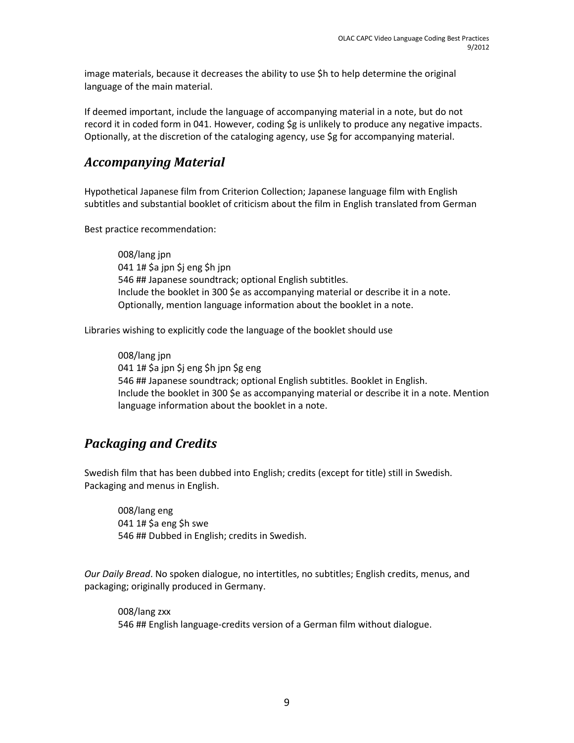image materials, because it decreases the ability to use $h to help determine the original language of the main material.

If deemed important, include the language of accompanying material in a note, but do not record it in coded form in 041. However, coding $g is unlikely to produce any negative impacts. Optionally, at the discretion of the cataloging agency, use $g for accompanying material.

## *Accompanying Material*

Hypothetical Japanese film from Criterion Collection; Japanese language film with English subtitles and substantial booklet of criticism about the film in English translated from German

Best practice recommendation:

> 008/lang jpn
> 041 1# $a jpn $j eng $h jpn
> 546 ## Japanese soundtrack; optional English subtitles.
> Include the booklet in 300 $e as accompanying material or describe it in a note. Optionally, mention language information about the booklet in a note.

Libraries wishing to explicitly code the language of the booklet should use

> 008/lang jpn
> 041 1# $a jpn $j eng $h jpn $g eng
> 546 ## Japanese soundtrack; optional English subtitles. Booklet in English.
> Include the booklet in 300 $e as accompanying material or describe it in a note. Mention language information about the booklet in a note.

## *Packaging and Credits*

Swedish film that has been dubbed into English; credits (except for title) still in Swedish. Packaging and menus in English.

> 008/lang eng
> 041 1# $a eng $h swe
> 546 ## Dubbed in English; credits in Swedish.

*Our Daily Bread*. No spoken dialogue, no intertitles, no subtitles; English credits, menus, and packaging; originally produced in Germany.

> 008/lang zxx
> 546 ## English language-credits version of a German film without dialogue.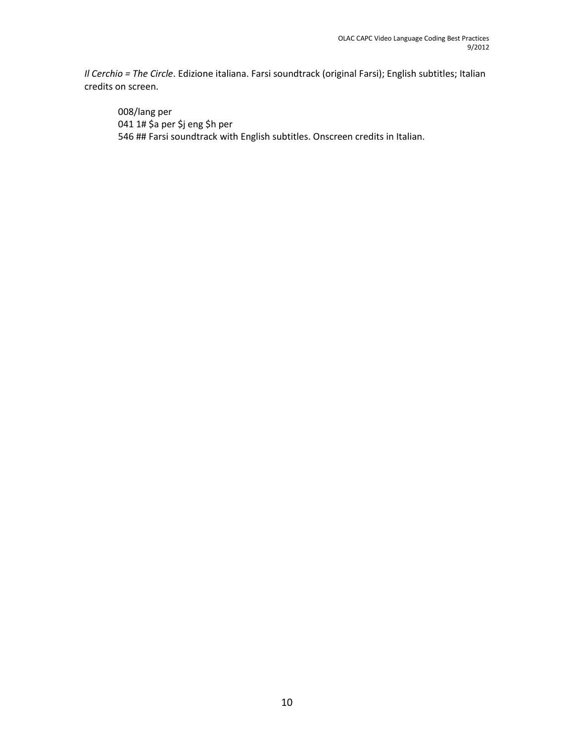*Il Cerchio = The Circle*. Edizione italiana. Farsi soundtrack (original Farsi); English subtitles; Italian credits on screen.

> 008/lang per  
> 041 1# $a per $j eng $h per  
> 546 ## Farsi soundtrack with English subtitles. Onscreen credits in Italian.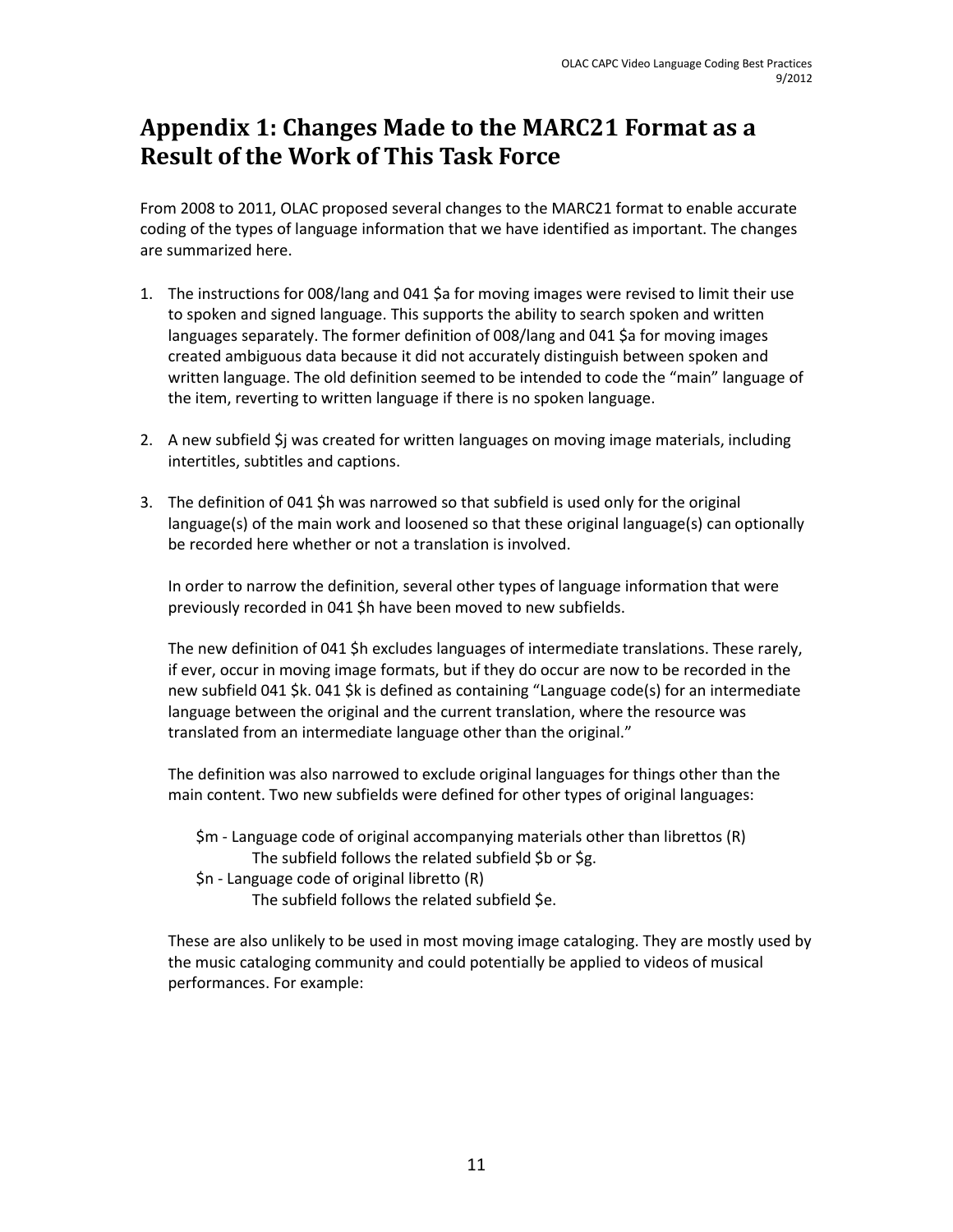# Appendix 1: Changes Made to the MARC21 Format as a Result of the Work of This Task Force

From 2008 to 2011, OLAC proposed several changes to the MARC21 format to enable accurate coding of the types of language information that we have identified as important. The changes are summarized here.

1. The instructions for 008/lang and 041 $a for moving images were revised to limit their use to spoken and signed language. This supports the ability to search spoken and written languages separately. The former definition of 008/lang and 041 $a for moving images created ambiguous data because it did not accurately distinguish between spoken and written language. The old definition seemed to be intended to code the "main" language of the item, reverting to written language if there is no spoken language.

2. A new subfield $j was created for written languages on moving image materials, including intertitles, subtitles and captions.

3. The definition of 041 $h was narrowed so that subfield is used only for the original language(s) of the main work and loosened so that these original language(s) can optionally be recorded here whether or not a translation is involved.

   In order to narrow the definition, several other types of language information that were previously recorded in 041 $h have been moved to new subfields.

   The new definition of 041 $h excludes languages of intermediate translations. These rarely, if ever, occur in moving image formats, but if they do occur are now to be recorded in the new subfield 041 $k. 041 $k is defined as containing "Language code(s) for an intermediate language between the original and the current translation, where the resource was translated from an intermediate language other than the original."

   The definition was also narrowed to exclude original languages for things other than the main content. Two new subfields were defined for other types of original languages:

   - $m - Language code of original accompanying materials other than librettos (R)
     - The subfield follows the related subfield $b or $g.
   - $n - Language code of original libretto (R)
     - The subfield follows the related subfield $e.

   These are also unlikely to be used in most moving image cataloging. They are mostly used by the music cataloging community and could potentially be applied to videos of musical performances. For example: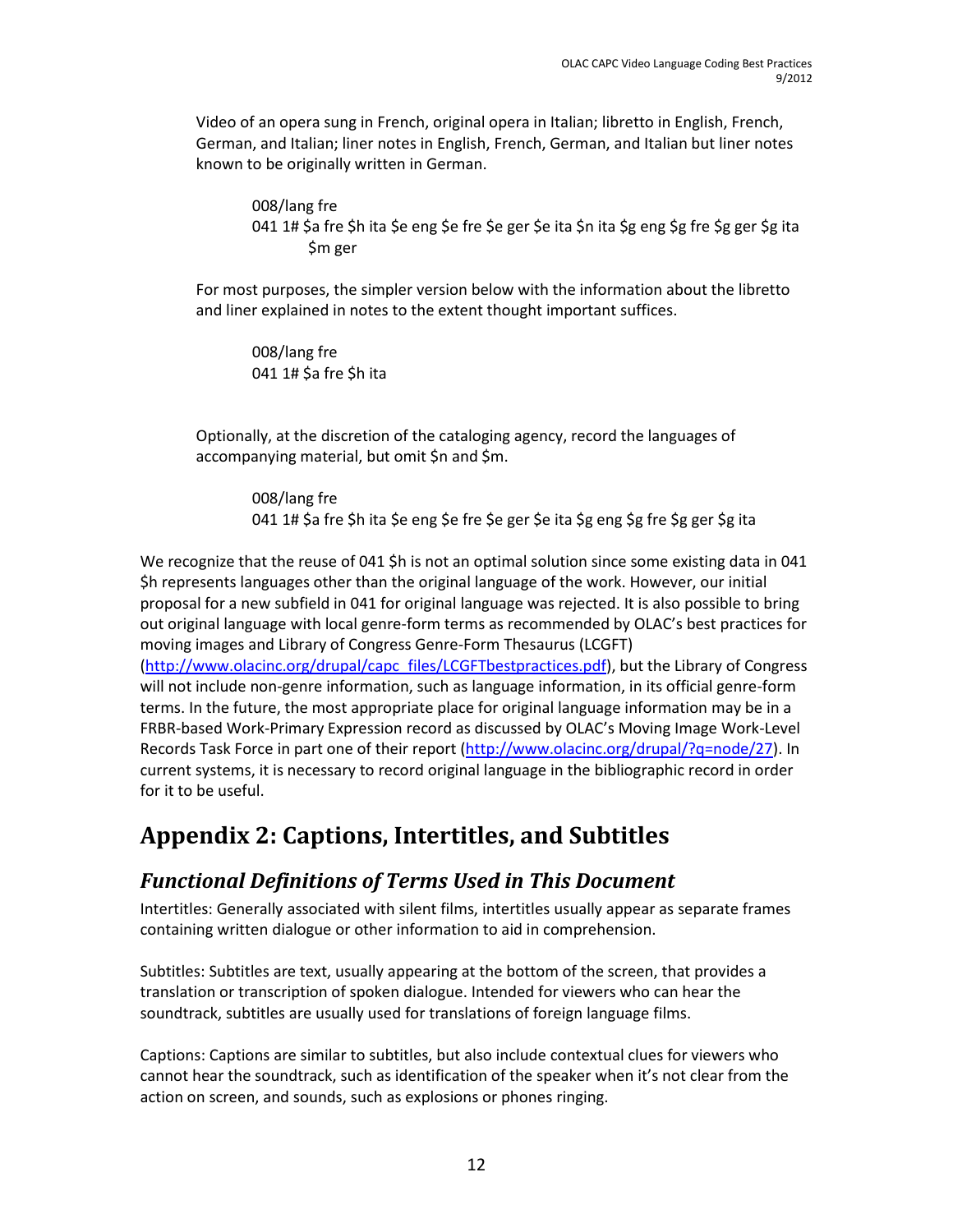Video of an opera sung in French, original opera in Italian; libretto in English, French, German, and Italian; liner notes in English, French, German, and Italian but liner notes known to be originally written in German.

> 008/lang fre
> 041 1# $a fre $h ita $e eng $e fre $e ger $e ita $n ita $g eng $g fre $g ger $g ita $m ger

For most purposes, the simpler version below with the information about the libretto and liner explained in notes to the extent thought important suffices.

> 008/lang fre
> 041 1# $a fre $h ita

Optionally, at the discretion of the cataloging agency, record the languages of accompanying material, but omit $n and $m.

> 008/lang fre
> 041 1# $a fre $h ita $e eng $e fre $e ger $e ita $g eng $g fre $g ger $g ita

We recognize that the reuse of 041 $h is not an optimal solution since some existing data in 041 $h represents languages other than the original language of the work. However, our initial proposal for a new subfield in 041 for original language was rejected. It is also possible to bring out original language with local genre-form terms as recommended by OLAC's best practices for moving images and Library of Congress Genre-Form Thesaurus (LCGFT) (http://www.olacinc.org/drupal/capc_files/LCGFTbestpractices.pdf), but the Library of Congress will not include non-genre information, such as language information, in its official genre-form terms. In the future, the most appropriate place for original language information may be in a FRBR-based Work-Primary Expression record as discussed by OLAC's Moving Image Work-Level Records Task Force in part one of their report (http://www.olacinc.org/drupal/?q=node/27). In current systems, it is necessary to record original language in the bibliographic record in order for it to be useful.

# Appendix 2: Captions, Intertitles, and Subtitles

## *Functional Definitions of Terms Used in This Document*

Intertitles: Generally associated with silent films, intertitles usually appear as separate frames containing written dialogue or other information to aid in comprehension.

Subtitles: Subtitles are text, usually appearing at the bottom of the screen, that provides a translation or transcription of spoken dialogue. Intended for viewers who can hear the soundtrack, subtitles are usually used for translations of foreign language films.

Captions: Captions are similar to subtitles, but also include contextual clues for viewers who cannot hear the soundtrack, such as identification of the speaker when it's not clear from the action on screen, and sounds, such as explosions or phones ringing.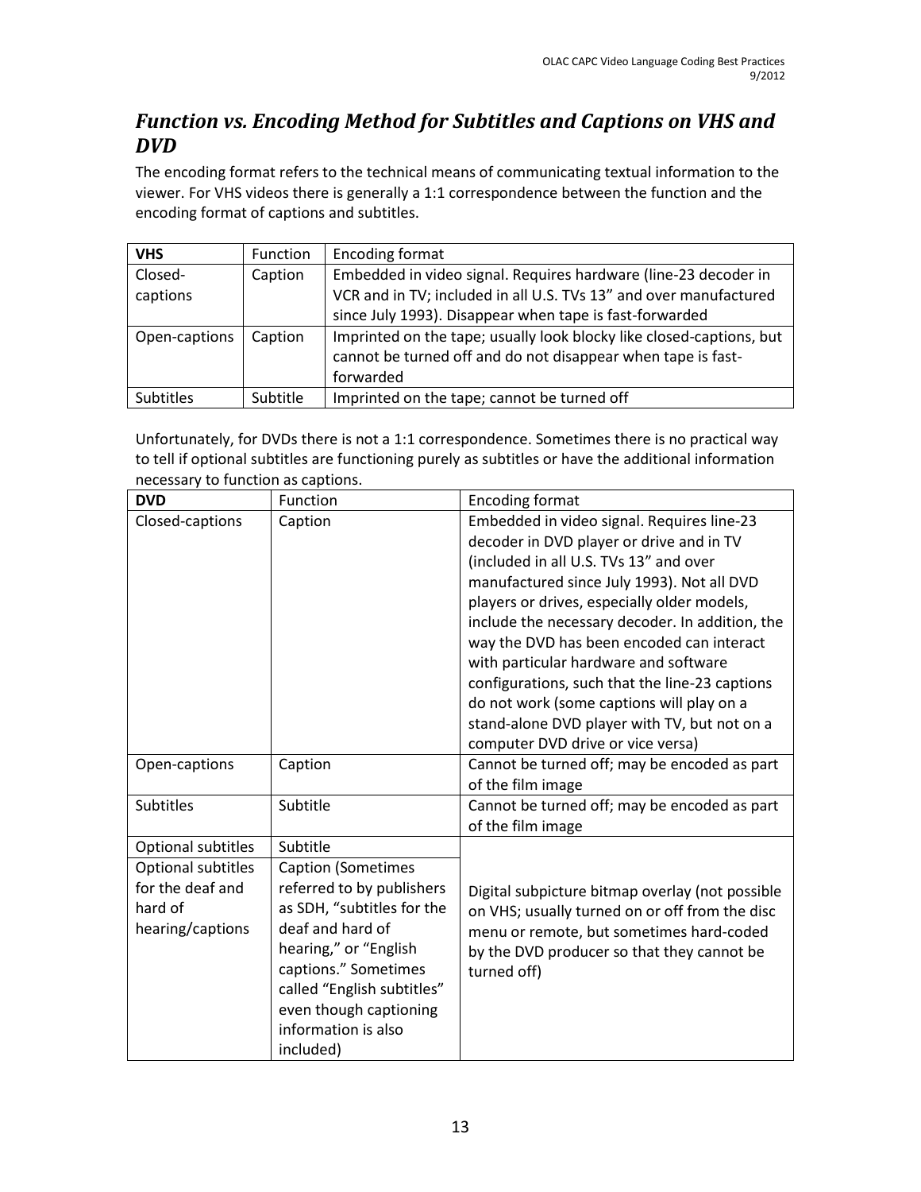## *Function vs. Encoding Method for Subtitles and Captions on VHS and DVD*

The encoding format refers to the technical means of communicating textual information to the viewer. For VHS videos there is generally a 1:1 correspondence between the function and the encoding format of captions and subtitles.

| **VHS** | Function | Encoding format |
|---|---|---|
| Closed-captions | Caption | Embedded in video signal. Requires hardware (line-23 decoder in VCR and in TV; included in all U.S. TVs 13" and over manufactured since July 1993). Disappear when tape is fast-forwarded |
| Open-captions | Caption | Imprinted on the tape; usually look blocky like closed-captions, but cannot be turned off and do not disappear when tape is fast-forwarded |
| Subtitles | Subtitle | Imprinted on the tape; cannot be turned off |

Unfortunately, for DVDs there is not a 1:1 correspondence. Sometimes there is no practical way to tell if optional subtitles are functioning purely as subtitles or have the additional information necessary to function as captions.

| **DVD** | Function | Encoding format |
|---|---|---|
| Closed-captions | Caption | Embedded in video signal. Requires line-23 decoder in DVD player or drive and in TV (included in all U.S. TVs 13" and over manufactured since July 1993). Not all DVD players or drives, especially older models, include the necessary decoder. In addition, the way the DVD has been encoded can interact with particular hardware and software configurations, such that the line-23 captions do not work (some captions will play on a stand-alone DVD player with TV, but not on a computer DVD drive or vice versa) |
| Open-captions | Caption | Cannot be turned off; may be encoded as part of the film image |
| Subtitles | Subtitle | Cannot be turned off; may be encoded as part of the film image |
| Optional subtitles | Subtitle | Digital subpicture bitmap overlay (not possible on VHS; usually turned on or off from the disc menu or remote, but sometimes hard-coded by the DVD producer so that they cannot be turned off) |
| Optional subtitles for the deaf and hard of hearing/captions | Caption (Sometimes referred to by publishers as SDH, "subtitles for the deaf and hard of hearing," or "English captions." Sometimes called "English subtitles" even though captioning information is also included) | Digital subpicture bitmap overlay (not possible on VHS; usually turned on or off from the disc menu or remote, but sometimes hard-coded by the DVD producer so that they cannot be turned off) |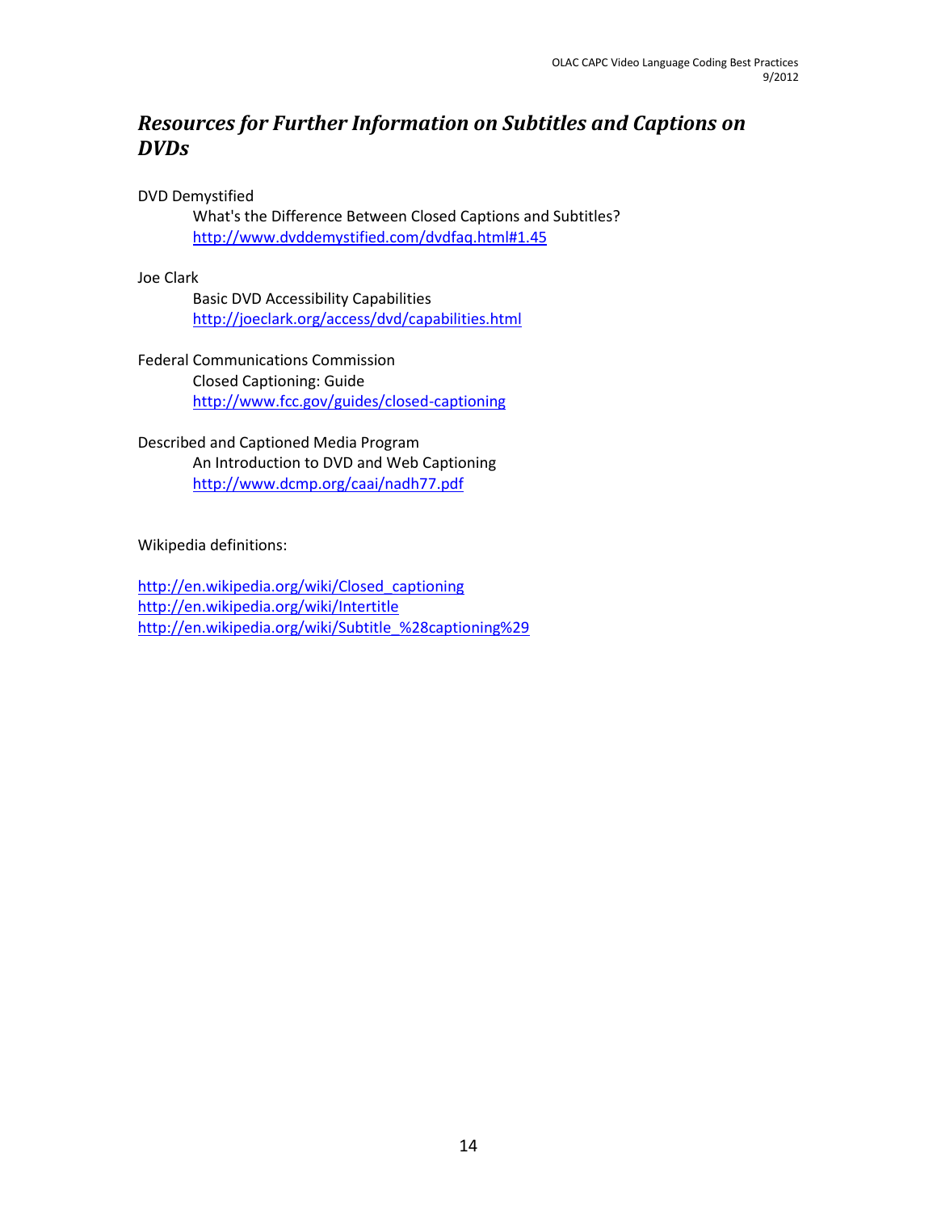## *Resources for Further Information on Subtitles and Captions on DVDs*

DVD Demystified

> What's the Difference Between Closed Captions and Subtitles?
> http://www.dvddemystified.com/dvdfaq.html#1.45

Joe Clark

> Basic DVD Accessibility Capabilities
> http://joeclark.org/access/dvd/capabilities.html

Federal Communications Commission

> Closed Captioning: Guide
> http://www.fcc.gov/guides/closed-captioning

Described and Captioned Media Program

> An Introduction to DVD and Web Captioning
> http://www.dcmp.org/caai/nadh77.pdf

Wikipedia definitions:

http://en.wikipedia.org/wiki/Closed_captioning
http://en.wikipedia.org/wiki/Intertitle
http://en.wikipedia.org/wiki/Subtitle_%28captioning%29